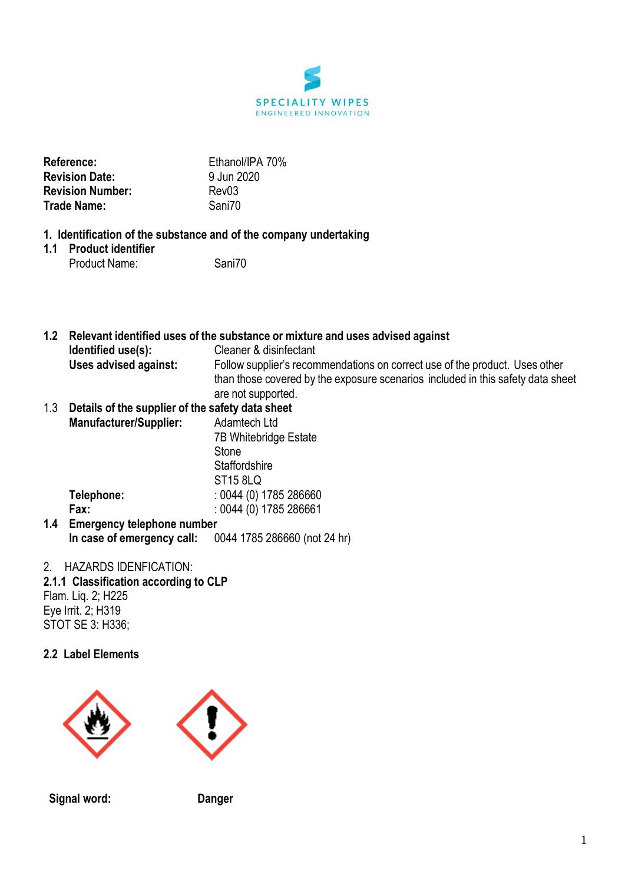SPECIALITY WIPES
ENGINEERED INNOVATION

| | |
|---|---|
| **Reference:** | Ethanol/IPA 70% |
| **Revision Date:** | 9 Jun 2020 |
| **Revision Number:** | Rev03 |
| **Trade Name:** | Sani70 |

## 1. Identification of the substance and of the company undertaking

### 1.1 Product identifier

Product Name: Sani70

### 1.2 Relevant identified uses of the substance or mixture and uses advised against

**Identified use(s):** Cleaner & disinfectant

**Uses advised against:** Follow supplier's recommendations on correct use of the product. Uses other than those covered by the exposure scenarios included in this safety data sheet are not supported.

### 1.3 Details of the supplier of the safety data sheet

**Manufacturer/Supplier:** Adamtech Ltd
7B Whitebridge Estate
Stone
Staffordshire
ST15 8LQ

**Telephone:** : 0044 (0) 1785 286660

**Fax:** : 0044 (0) 1785 286661

### 1.4 Emergency telephone number

**In case of emergency call:** 0044 1785 286660 (not 24 hr)

## 2. HAZARDS IDENFICATION:

### 2.1.1 Classification according to CLP

Flam. Liq. 2; H225
Eye Irrit. 2; H319
STOT SE 3: H336;

### 2.2 Label Elements

**Signal word:** **Danger**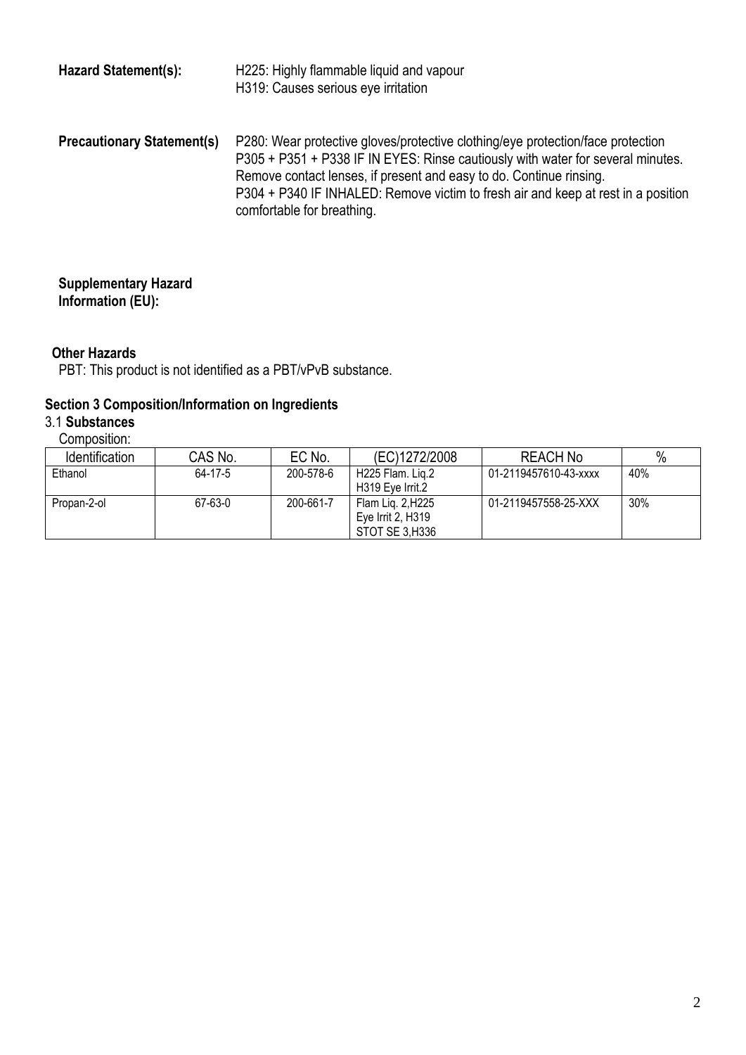**Hazard Statement(s):** H225: Highly flammable liquid and vapour
H319: Causes serious eye irritation

**Precautionary Statement(s)** P280: Wear protective gloves/protective clothing/eye protection/face protection
P305 + P351 + P338 IF IN EYES: Rinse cautiously with water for several minutes. Remove contact lenses, if present and easy to do. Continue rinsing.
P304 + P340 IF INHALED: Remove victim to fresh air and keep at rest in a position comfortable for breathing.

**Supplementary Hazard Information (EU):**

**Other Hazards**

PBT: This product is not identified as a PBT/vPvB substance.

## Section 3 Composition/Information on Ingredients

3.1 **Substances**

Composition:

| Identification | CAS No. | EC No. | (EC)1272/2008 | REACH No | % |
|---|---|---|---|---|---|
| Ethanol | 64-17-5 | 200-578-6 | H225 Flam. Liq.2<br>H319 Eye Irrit.2 | 01-2119457610-43-xxxx | 40% |
| Propan-2-ol | 67-63-0 | 200-661-7 | Flam Liq. 2,H225<br>Eye Irrit 2, H319<br>STOT SE 3,H336 | 01-2119457558-25-XXX | 30% |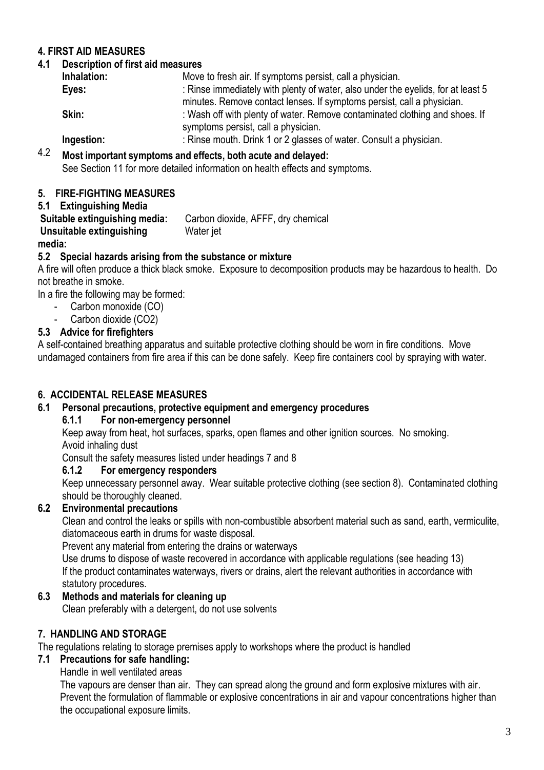## 4. FIRST AID MEASURES

### 4.1 Description of first aid measures

**Inhalation:** Move to fresh air. If symptoms persist, call a physician.

**Eyes:** : Rinse immediately with plenty of water, also under the eyelids, for at least 5 minutes. Remove contact lenses. If symptoms persist, call a physician.

**Skin:** : Wash off with plenty of water. Remove contaminated clothing and shoes. If symptoms persist, call a physician.

**Ingestion:** : Rinse mouth. Drink 1 or 2 glasses of water. Consult a physician.

### 4.2 Most important symptoms and effects, both acute and delayed:

See Section 11 for more detailed information on health effects and symptoms.

## 5. FIRE-FIGHTING MEASURES

### 5.1 Extinguishing Media

**Suitable extinguishing media:** Carbon dioxide, AFFF, dry chemical

**Unsuitable extinguishing media:** Water jet

### 5.2 Special hazards arising from the substance or mixture

A fire will often produce a thick black smoke. Exposure to decomposition products may be hazardous to health. Do not breathe in smoke.

In a fire the following may be formed:

- Carbon monoxide (CO)
- Carbon dioxide ($CO_2$)

### 5.3 Advice for firefighters

A self-contained breathing apparatus and suitable protective clothing should be worn in fire conditions. Move undamaged containers from fire area if this can be done safely. Keep fire containers cool by spraying with water.

## 6. ACCIDENTAL RELEASE MEASURES

### 6.1 Personal precautions, protective equipment and emergency procedures

#### 6.1.1 For non-emergency personnel

Keep away from heat, hot surfaces, sparks, open flames and other ignition sources. No smoking.

Avoid inhaling dust

Consult the safety measures listed under headings 7 and 8

#### 6.1.2 For emergency responders

Keep unnecessary personnel away. Wear suitable protective clothing (see section 8). Contaminated clothing should be thoroughly cleaned.

### 6.2 Environmental precautions

Clean and control the leaks or spills with non-combustible absorbent material such as sand, earth, vermiculite, diatomaceous earth in drums for waste disposal.

Prevent any material from entering the drains or waterways

Use drums to dispose of waste recovered in accordance with applicable regulations (see heading 13)

If the product contaminates waterways, rivers or drains, alert the relevant authorities in accordance with statutory procedures.

### 6.3 Methods and materials for cleaning up

Clean preferably with a detergent, do not use solvents

## 7. HANDLING AND STORAGE

The regulations relating to storage premises apply to workshops where the product is handled

### 7.1 Precautions for safe handling:

Handle in well ventilated areas

The vapours are denser than air. They can spread along the ground and form explosive mixtures with air. Prevent the formulation of flammable or explosive concentrations in air and vapour concentrations higher than the occupational exposure limits.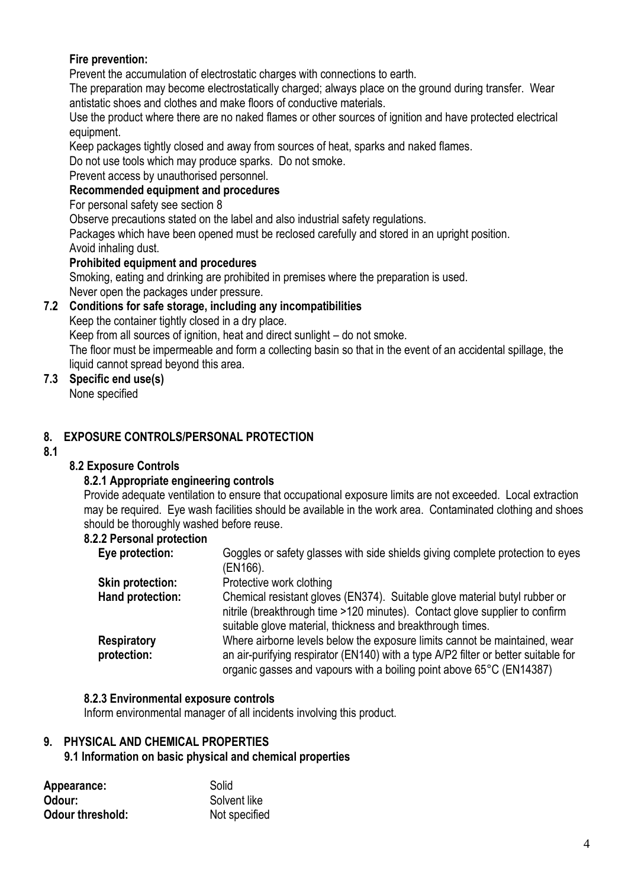**Fire prevention:**

Prevent the accumulation of electrostatic charges with connections to earth.

The preparation may become electrostatically charged; always place on the ground during transfer. Wear antistatic shoes and clothes and make floors of conductive materials.

Use the product where there are no naked flames or other sources of ignition and have protected electrical equipment.

Keep packages tightly closed and away from sources of heat, sparks and naked flames.

Do not use tools which may produce sparks. Do not smoke.

Prevent access by unauthorised personnel.

**Recommended equipment and procedures**

For personal safety see section 8

Observe precautions stated on the label and also industrial safety regulations.

Packages which have been opened must be reclosed carefully and stored in an upright position.

Avoid inhaling dust.

**Prohibited equipment and procedures**

Smoking, eating and drinking are prohibited in premises where the preparation is used.

Never open the packages under pressure.

### 7.2 Conditions for safe storage, including any incompatibilities

Keep the container tightly closed in a dry place.

Keep from all sources of ignition, heat and direct sunlight – do not smoke.

The floor must be impermeable and form a collecting basin so that in the event of an accidental spillage, the liquid cannot spread beyond this area.

### 7.3 Specific end use(s)

None specified

## 8. EXPOSURE CONTROLS/PERSONAL PROTECTION

**8.1**

### 8.2 Exposure Controls

#### 8.2.1 Appropriate engineering controls

Provide adequate ventilation to ensure that occupational exposure limits are not exceeded. Local extraction may be required. Eye wash facilities should be available in the work area. Contaminated clothing and shoes should be thoroughly washed before reuse.

#### 8.2.2 Personal protection

| | |
|---|---|
| **Eye protection:** | Goggles or safety glasses with side shields giving complete protection to eyes (EN166). |
| **Skin protection:** | Protective work clothing |
| **Hand protection:** | Chemical resistant gloves (EN374). Suitable glove material butyl rubber or nitrile (breakthrough time >120 minutes). Contact glove supplier to confirm suitable glove material, thickness and breakthrough times. |
| **Respiratory protection:** | Where airborne levels below the exposure limits cannot be maintained, wear an air-purifying respirator (EN140) with a type A/P2 filter or better suitable for organic gasses and vapours with a boiling point above 65°C (EN14387) |

#### 8.2.3 Environmental exposure controls

Inform environmental manager of all incidents involving this product.

## 9. PHYSICAL AND CHEMICAL PROPERTIES

### 9.1 Information on basic physical and chemical properties

| | |
|---|---|
| **Appearance:** | Solid |
| **Odour:** | Solvent like |
| **Odour threshold:** | Not specified |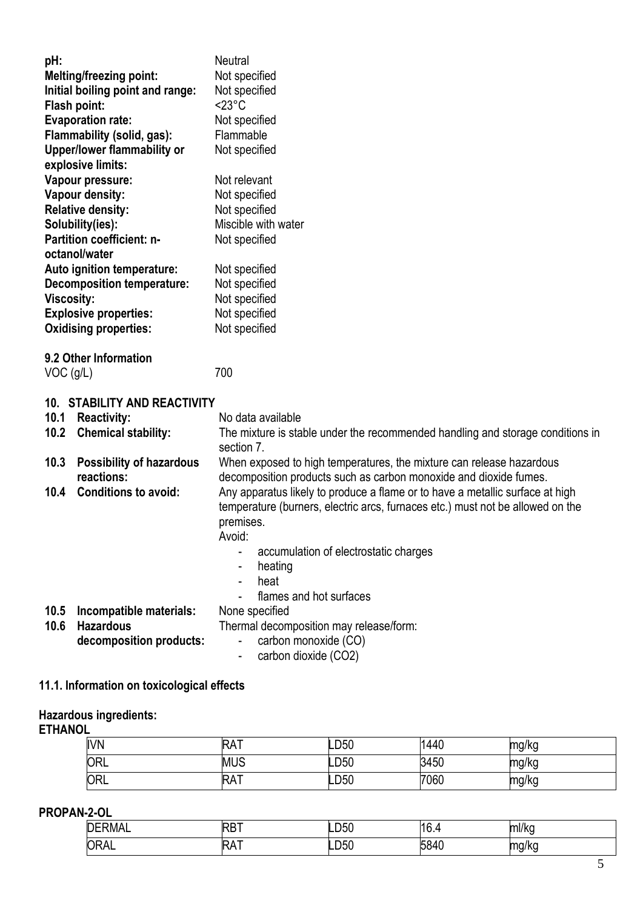| | |
|---|---|
| **pH:** | Neutral |
| **Melting/freezing point:** | Not specified |
| **Initial boiling point and range:** | Not specified |
| **Flash point:** | <23°C |
| **Evaporation rate:** | Not specified |
| **Flammability (solid, gas):** | Flammable |
| **Upper/lower flammability or explosive limits:** | Not specified |
| **Vapour pressure:** | Not relevant |
| **Vapour density:** | Not specified |
| **Relative density:** | Not specified |
| **Solubility(ies):** | Miscible with water |
| **Partition coefficient: n-octanol/water** | Not specified |
| **Auto ignition temperature:** | Not specified |
| **Decomposition temperature:** | Not specified |
| **Viscosity:** | Not specified |
| **Explosive properties:** | Not specified |
| **Oxidising properties:** | Not specified |

**9.2 Other Information**

VOC (g/L) 700

## 10. STABILITY AND REACTIVITY

**10.1 Reactivity:** No data available

**10.2 Chemical stability:** The mixture is stable under the recommended handling and storage conditions in section 7.

**10.3 Possibility of hazardous reactions:** When exposed to high temperatures, the mixture can release hazardous decomposition products such as carbon monoxide and dioxide fumes.

**10.4 Conditions to avoid:** Any apparatus likely to produce a flame or to have a metallic surface at high temperature (burners, electric arcs, furnaces etc.) must not be allowed on the premises.

Avoid:

- accumulation of electrostatic charges
- heating
- heat
- flames and hot surfaces

**10.5 Incompatible materials:** None specified

**10.6 Hazardous decomposition products:** Thermal decomposition may release/form:

- carbon monoxide (CO)
- carbon dioxide ($CO_2$)

## 11.1. Information on toxicological effects

**Hazardous ingredients:**

**ETHANOL**

| | | | | |
|---|---|---|---|---|
| IVN | RAT | LD50 | 1440 | mg/kg |
| ORL | MUS | LD50 | 3450 | mg/kg |
| ORL | RAT | LD50 | 7060 | mg/kg |

**PROPAN-2-OL**

| | | | | |
|---|---|---|---|---|
| DERMAL | RBT | LD50 | 16.4 | ml/kg |
| ORAL | RAT | LD50 | 5840 | mg/kg |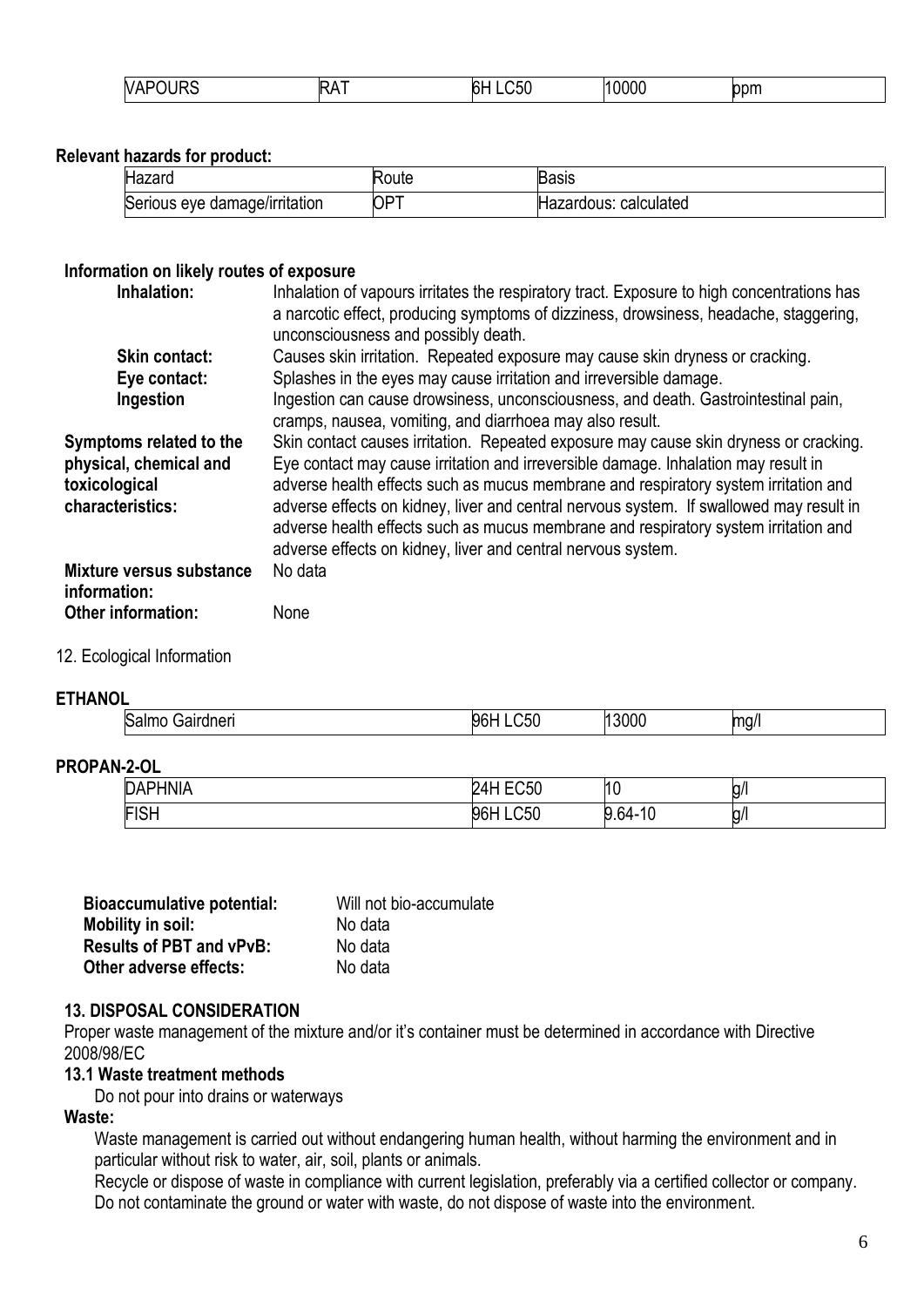| VAPOURS | RAT | 6H LC50 | 10000 | ppm |
|---|---|---|---|---|

**Relevant hazards for product:**

| Hazard | Route | Basis |
|---|---|---|
| Serious eye damage/irritation | OPT | Hazardous: calculated |

**Information on likely routes of exposure**

**Inhalation:** Inhalation of vapours irritates the respiratory tract. Exposure to high concentrations has a narcotic effect, producing symptoms of dizziness, drowsiness, headache, staggering, unconsciousness and possibly death.

**Skin contact:** Causes skin irritation. Repeated exposure may cause skin dryness or cracking.

**Eye contact:** Splashes in the eyes may cause irritation and irreversible damage.

**Ingestion** Ingestion can cause drowsiness, unconsciousness, and death. Gastrointestinal pain, cramps, nausea, vomiting, and diarrhoea may also result.

**Symptoms related to the physical, chemical and toxicological characteristics:** Skin contact causes irritation. Repeated exposure may cause skin dryness or cracking. Eye contact may cause irritation and irreversible damage. Inhalation may result in adverse health effects such as mucus membrane and respiratory system irritation and adverse effects on kidney, liver and central nervous system. If swallowed may result in adverse health effects such as mucus membrane and respiratory system irritation and adverse effects on kidney, liver and central nervous system.

**Mixture versus substance information:** No data

**Other information:** None

12. Ecological Information

**ETHANOL**

| Salmo Gairdneri | 96H LC50 | 13000 | mg/l |
|---|---|---|---|

**PROPAN-2-OL**

| DAPHNIA | 24H EC50 | 10 | g/l |
|---|---|---|---|
| FISH | 96H LC50 | 9.64-10 | g/l |

**Bioaccumulative potential:** Will not bio-accumulate
**Mobility in soil:** No data
**Results of PBT and vPvB:** No data
**Other adverse effects:** No data

### 13. DISPOSAL CONSIDERATION

Proper waste management of the mixture and/or it's container must be determined in accordance with Directive 2008/98/EC

#### 13.1 Waste treatment methods

Do not pour into drains or waterways

**Waste:**

Waste management is carried out without endangering human health, without harming the environment and in particular without risk to water, air, soil, plants or animals.

Recycle or dispose of waste in compliance with current legislation, preferably via a certified collector or company.

Do not contaminate the ground or water with waste, do not dispose of waste into the environment.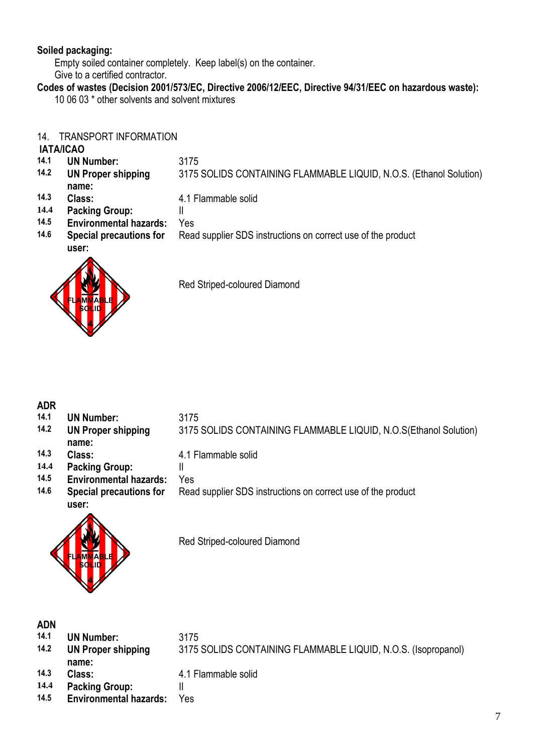**Soiled packaging:**

Empty soiled container completely. Keep label(s) on the container.
Give to a certified contractor.

**Codes of wastes (Decision 2001/573/EC, Directive 2006/12/EEC, Directive 94/31/EEC on hazardous waste):**

10 06 03 * other solvents and solvent mixtures

## 14. TRANSPORT INFORMATION

### IATA/ICAO

| | | |
|---|---|---|
| 14.1 | **UN Number:** | 3175 |
| 14.2 | **UN Proper shipping name:** | 3175 SOLIDS CONTAINING FLAMMABLE LIQUID, N.O.S. (Ethanol Solution) |
| 14.3 | **Class:** | 4.1 Flammable solid |
| 14.4 | **Packing Group:** | II |
| 14.5 | **Environmental hazards:** | Yes |
| 14.6 | **Special precautions for user:** | Read supplier SDS instructions on correct use of the product |

Red Striped-coloured Diamond

### ADR

| | | |
|---|---|---|
| 14.1 | **UN Number:** | 3175 |
| 14.2 | **UN Proper shipping name:** | 3175 SOLIDS CONTAINING FLAMMABLE LIQUID, N.O.S(Ethanol Solution) |
| 14.3 | **Class:** | 4.1 Flammable solid |
| 14.4 | **Packing Group:** | II |
| 14.5 | **Environmental hazards:** | Yes |
| 14.6 | **Special precautions for user:** | Read supplier SDS instructions on correct use of the product |

Red Striped-coloured Diamond

### ADN

| | | |
|---|---|---|
| 14.1 | **UN Number:** | 3175 |
| 14.2 | **UN Proper shipping name:** | 3175 SOLIDS CONTAINING FLAMMABLE LIQUID, N.O.S. (Isopropanol) |
| 14.3 | **Class:** | 4.1 Flammable solid |
| 14.4 | **Packing Group:** | II |
| 14.5 | **Environmental hazards:** | Yes |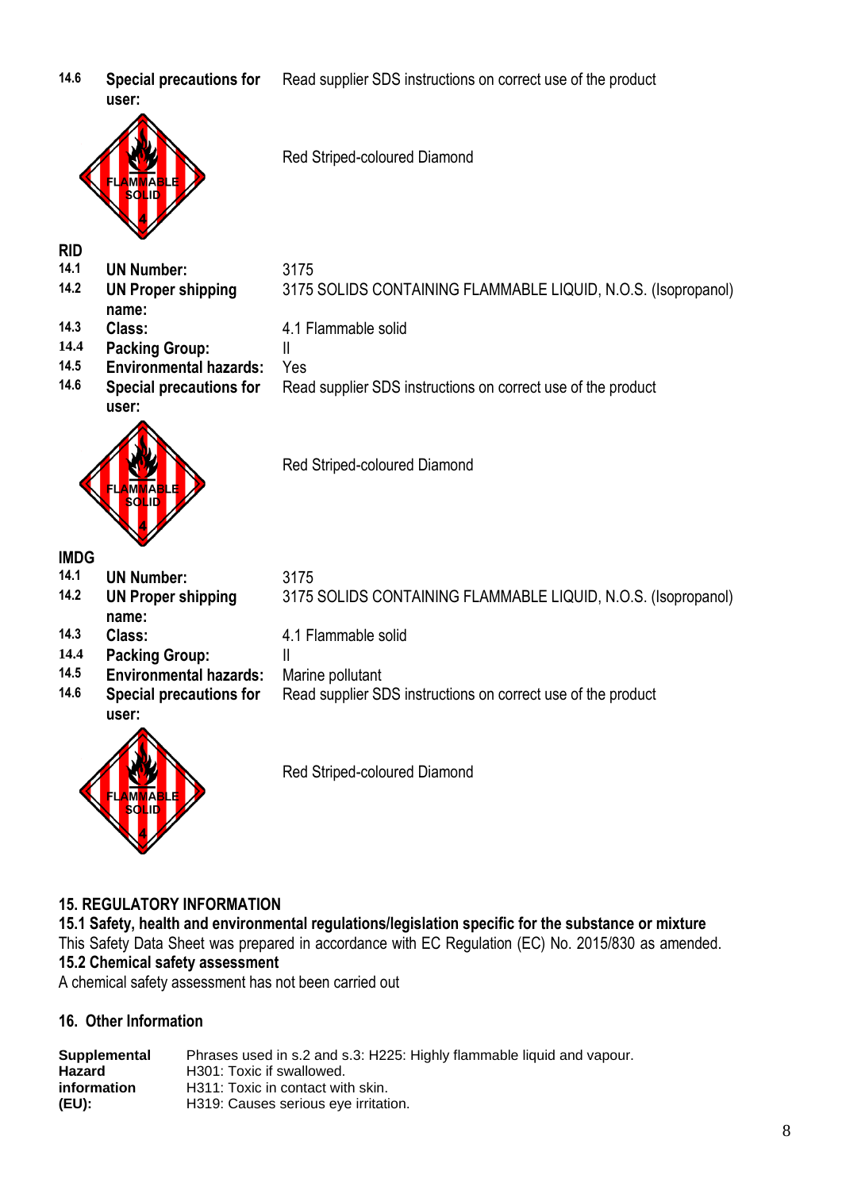| | | |
|---|---|---|
| 14.6 | **Special precautions for user:** | Read supplier SDS instructions on correct use of the product |

Red Striped-coloured Diamond

**RID**

| | | |
|---|---|---|
| 14.1 | **UN Number:** | 3175 |
| 14.2 | **UN Proper shipping name:** | 3175 SOLIDS CONTAINING FLAMMABLE LIQUID, N.O.S. (Isopropanol) |
| 14.3 | **Class:** | 4.1 Flammable solid |
| 14.4 | **Packing Group:** | II |
| 14.5 | **Environmental hazards:** | Yes |
| 14.6 | **Special precautions for user:** | Read supplier SDS instructions on correct use of the product |

Red Striped-coloured Diamond

**IMDG**

| | | |
|---|---|---|
| 14.1 | **UN Number:** | 3175 |
| 14.2 | **UN Proper shipping name:** | 3175 SOLIDS CONTAINING FLAMMABLE LIQUID, N.O.S. (Isopropanol) |
| 14.3 | **Class:** | 4.1 Flammable solid |
| 14.4 | **Packing Group:** | II |
| 14.5 | **Environmental hazards:** | Marine pollutant |
| 14.6 | **Special precautions for user:** | Read supplier SDS instructions on correct use of the product |

Red Striped-coloured Diamond

## 15. REGULATORY INFORMATION

**15.1 Safety, health and environmental regulations/legislation specific for the substance or mixture**

This Safety Data Sheet was prepared in accordance with EC Regulation (EC) No. 2015/830 as amended.

**15.2 Chemical safety assessment**

A chemical safety assessment has not been carried out

## 16. Other Information

| | |
|---|---|
| **Supplemental Hazard information (EU):** | Phrases used in s.2 and s.3: H225: Highly flammable liquid and vapour.<br>H301: Toxic if swallowed.<br>H311: Toxic in contact with skin.<br>H319: Causes serious eye irritation. |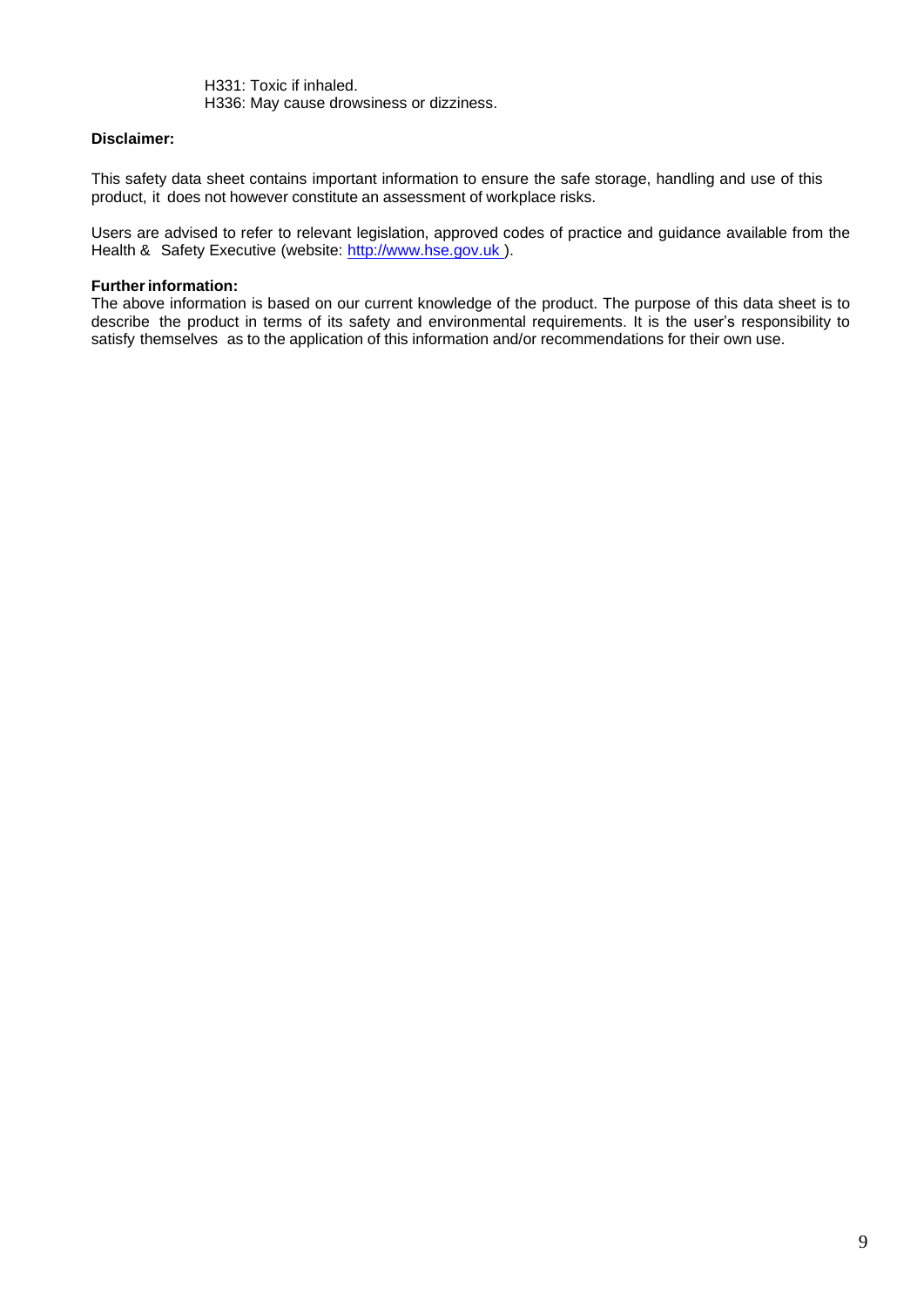H331: Toxic if inhaled.
H336: May cause drowsiness or dizziness.

**Disclaimer:**

This safety data sheet contains important information to ensure the safe storage, handling and use of this product, it does not however constitute an assessment of workplace risks.

Users are advised to refer to relevant legislation, approved codes of practice and guidance available from the Health & Safety Executive (website: http://www.hse.gov.uk ).

**Further information:**

The above information is based on our current knowledge of the product. The purpose of this data sheet is to describe the product in terms of its safety and environmental requirements. It is the user's responsibility to satisfy themselves as to the application of this information and/or recommendations for their own use.